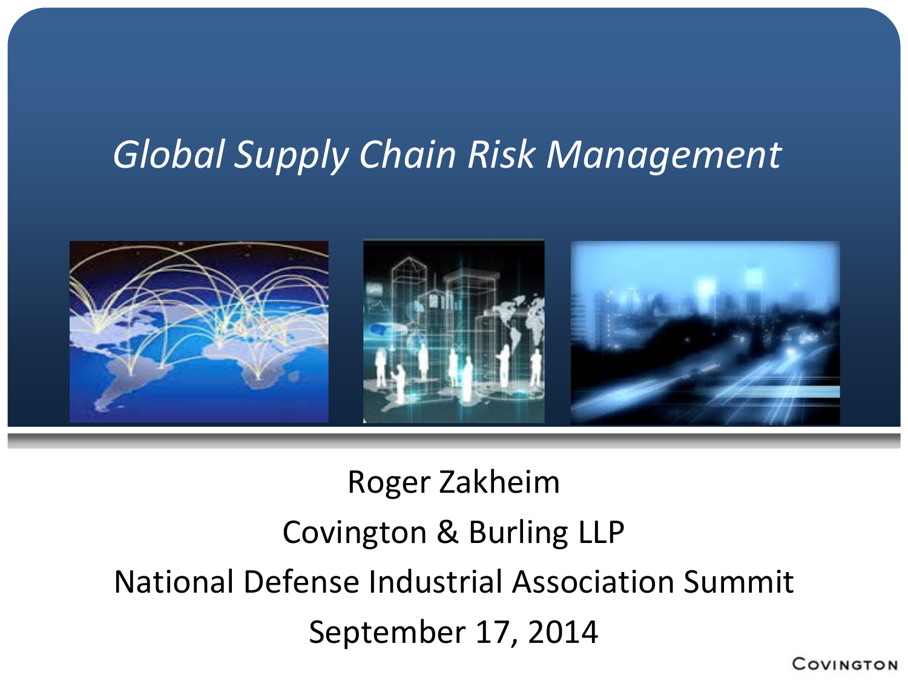# *Global Supply Chain Risk Management*

Roger Zakheim

Covington & Burling LLP

National Defense Industrial Association Summit

September 17, 2014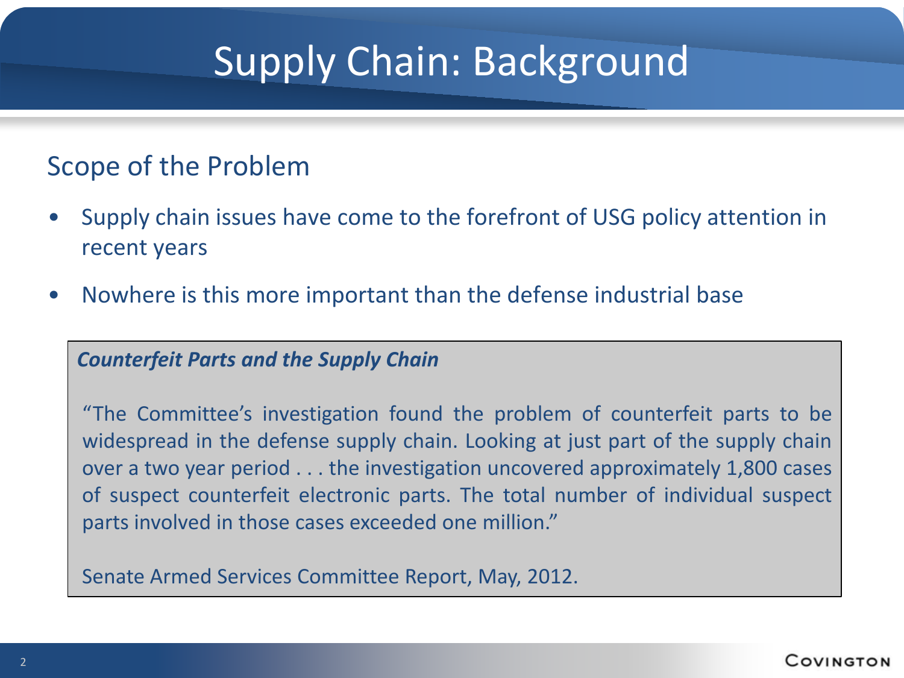# Supply Chain: Background

## Scope of the Problem

- Supply chain issues have come to the forefront of USG policy attention in recent years
- Nowhere is this more important than the defense industrial base

> ***Counterfeit Parts and the Supply Chain***
>
> "The Committee's investigation found the problem of counterfeit parts to be widespread in the defense supply chain. Looking at just part of the supply chain over a two year period . . . the investigation uncovered approximately 1,800 cases of suspect counterfeit electronic parts. The total number of individual suspect parts involved in those cases exceeded one million."
>
> Senate Armed Services Committee Report, May, 2012.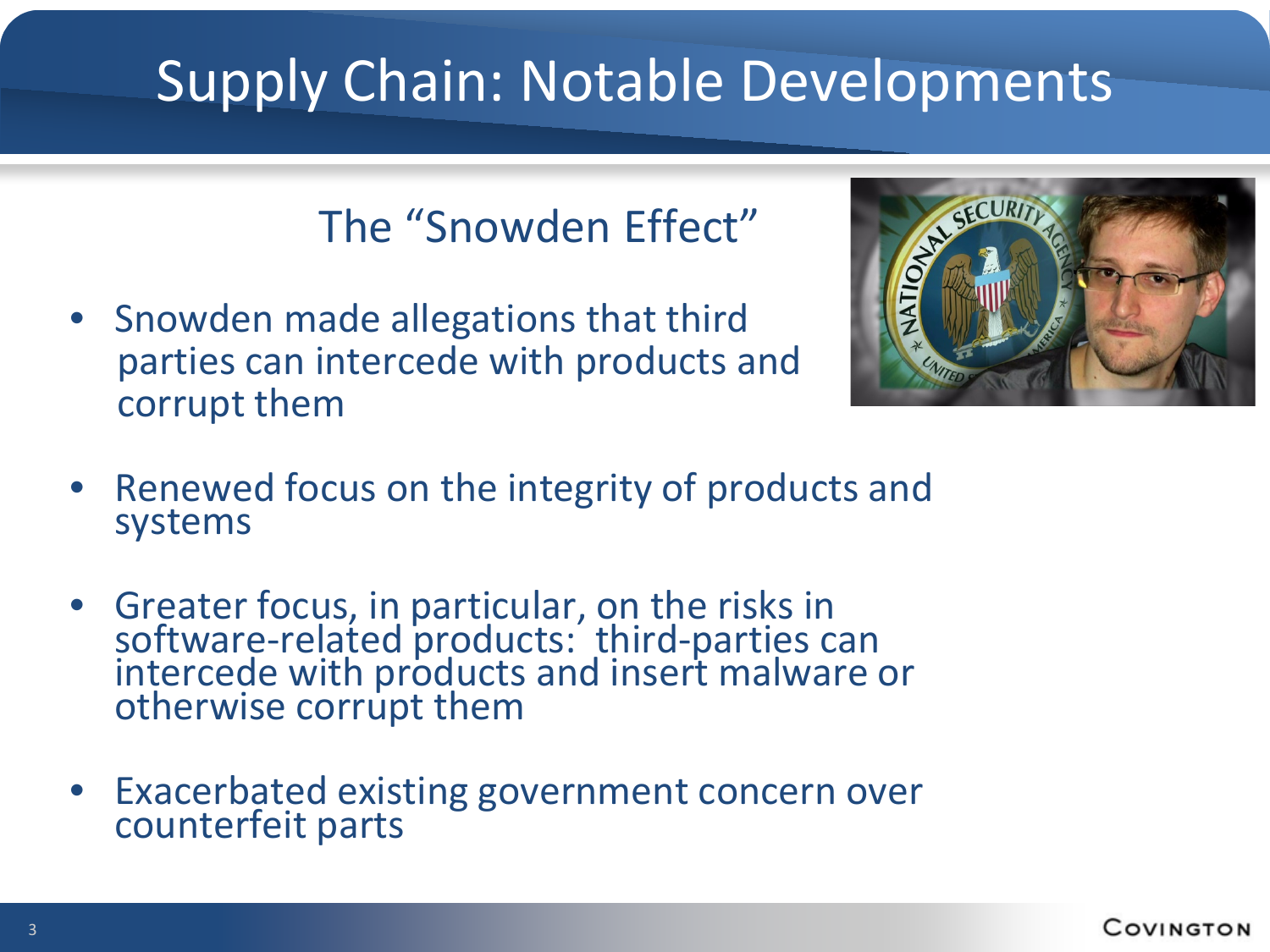# Supply Chain: Notable Developments

## The "Snowden Effect"

- Snowden made allegations that third parties can intercede with products and corrupt them
- Renewed focus on the integrity of products and systems
- Greater focus, in particular, on the risks in software-related products: third-parties can intercede with products and insert malware or otherwise corrupt them
- Exacerbated existing government concern over counterfeit parts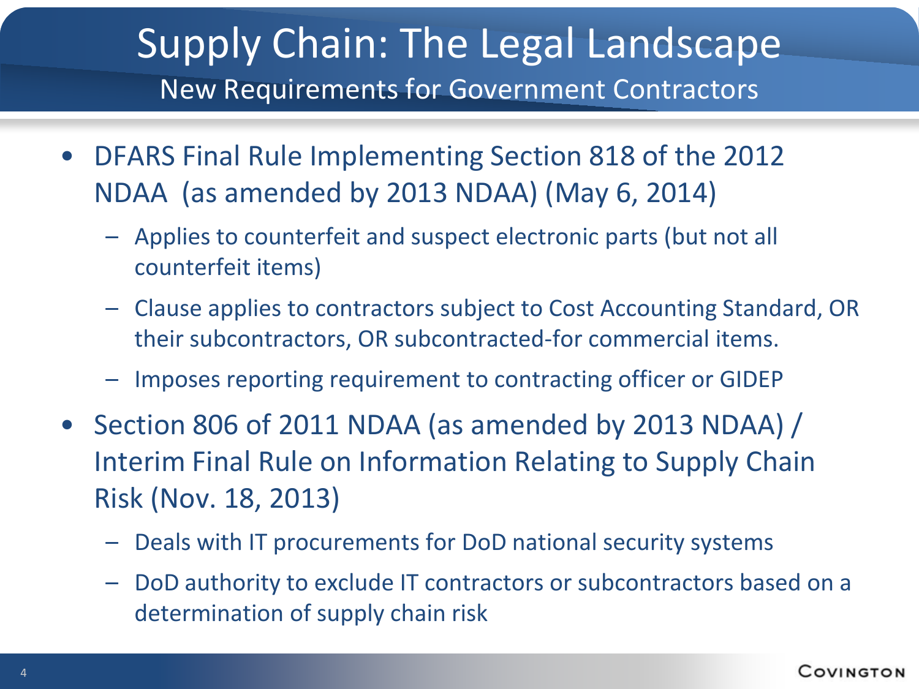# Supply Chain: The Legal Landscape

## New Requirements for Government Contractors

- DFARS Final Rule Implementing Section 818 of the 2012 NDAA (as amended by 2013 NDAA) (May 6, 2014)
  - Applies to counterfeit and suspect electronic parts (but not all counterfeit items)
  - Clause applies to contractors subject to Cost Accounting Standard, OR their subcontractors, OR subcontracted-for commercial items.
  - Imposes reporting requirement to contracting officer or GIDEP
- Section 806 of 2011 NDAA (as amended by 2013 NDAA) / Interim Final Rule on Information Relating to Supply Chain Risk (Nov. 18, 2013)
  - Deals with IT procurements for DoD national security systems
  - DoD authority to exclude IT contractors or subcontractors based on a determination of supply chain risk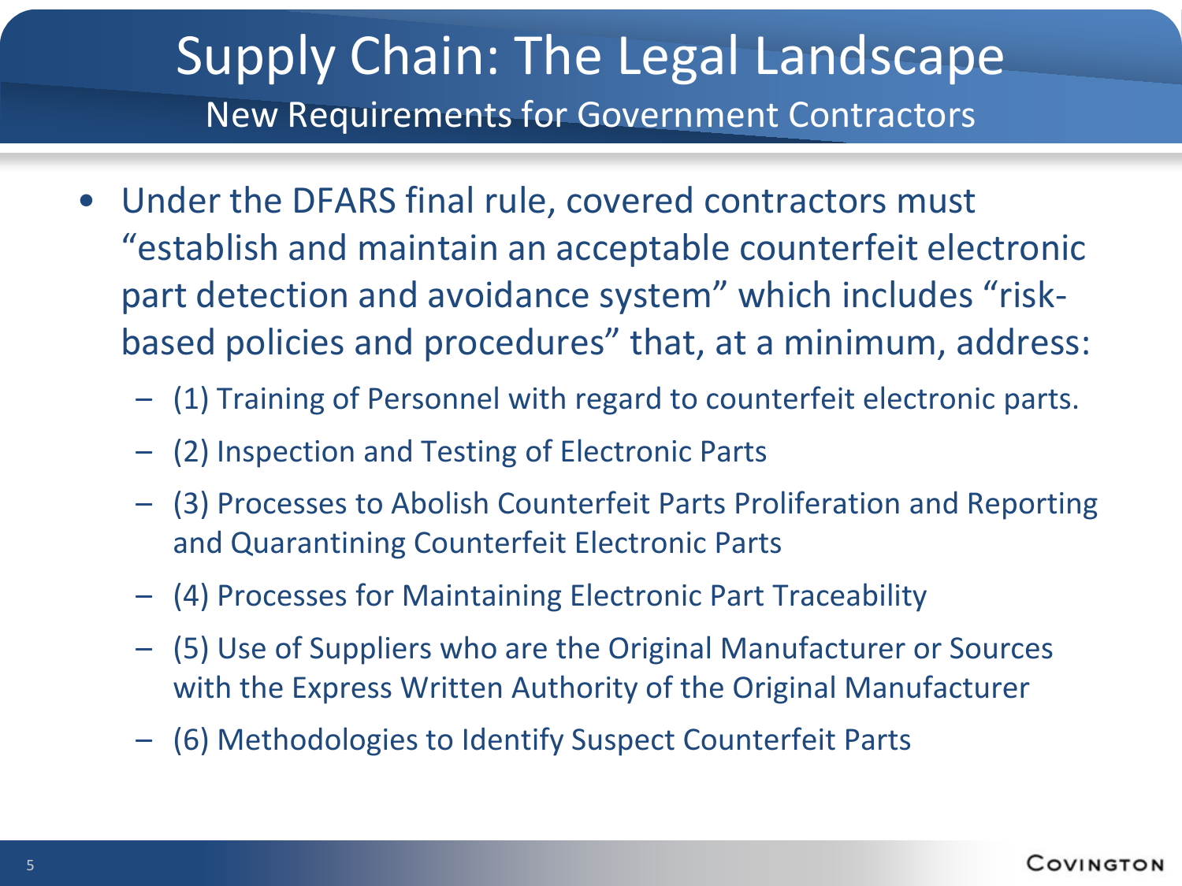# Supply Chain: The Legal Landscape

## New Requirements for Government Contractors

- Under the DFARS final rule, covered contractors must "establish and maintain an acceptable counterfeit electronic part detection and avoidance system" which includes "risk-based policies and procedures" that, at a minimum, address:
  - (1) Training of Personnel with regard to counterfeit electronic parts.
  - (2) Inspection and Testing of Electronic Parts
  - (3) Processes to Abolish Counterfeit Parts Proliferation and Reporting and Quarantining Counterfeit Electronic Parts
  - (4) Processes for Maintaining Electronic Part Traceability
  - (5) Use of Suppliers who are the Original Manufacturer or Sources with the Express Written Authority of the Original Manufacturer
  - (6) Methodologies to Identify Suspect Counterfeit Parts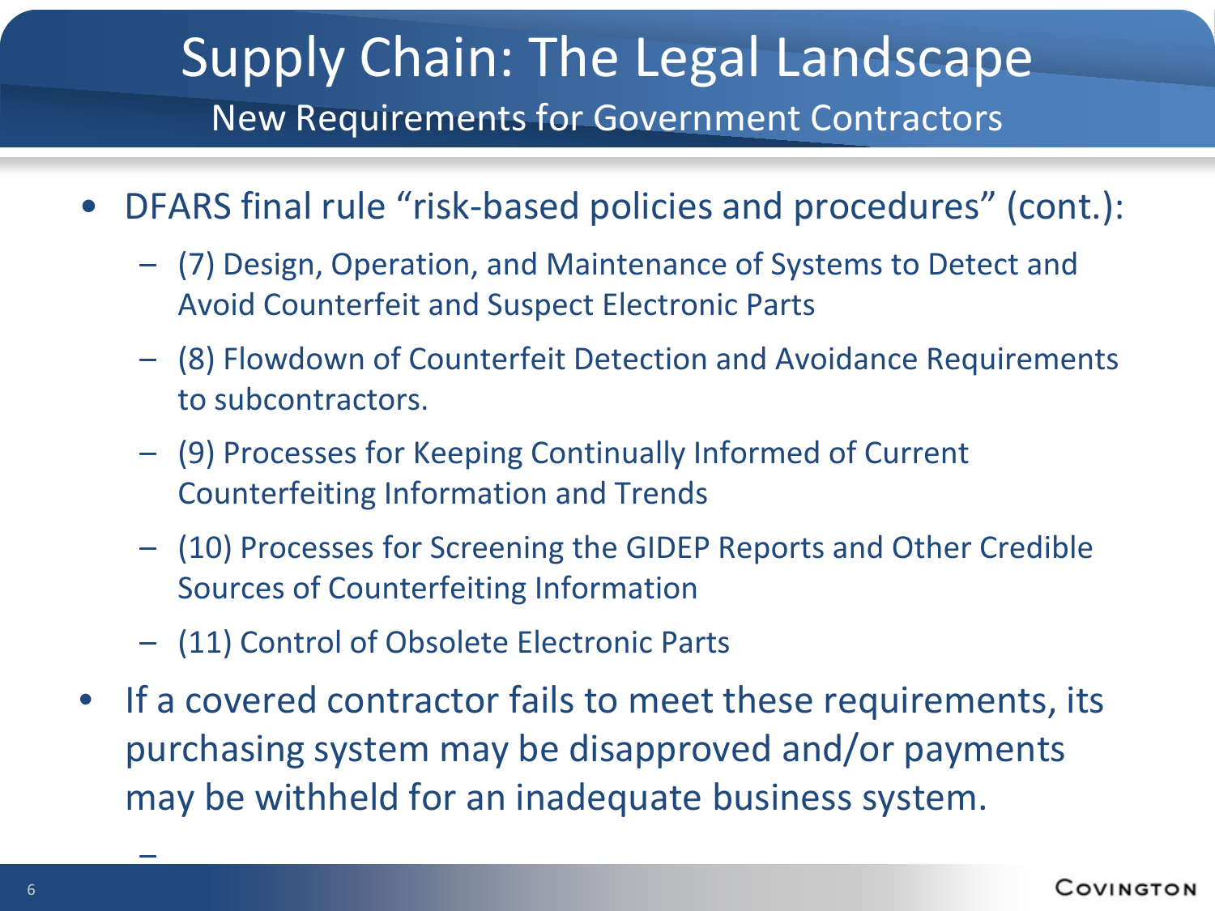# Supply Chain: The Legal Landscape

## New Requirements for Government Contractors

- DFARS final rule "risk-based policies and procedures" (cont.):
  - (7) Design, Operation, and Maintenance of Systems to Detect and Avoid Counterfeit and Suspect Electronic Parts
  - (8) Flowdown of Counterfeit Detection and Avoidance Requirements to subcontractors.
  - (9) Processes for Keeping Continually Informed of Current Counterfeiting Information and Trends
  - (10) Processes for Screening the GIDEP Reports and Other Credible Sources of Counterfeiting Information
  - (11) Control of Obsolete Electronic Parts
- If a covered contractor fails to meet these requirements, its purchasing system may be disapproved and/or payments may be withheld for an inadequate business system.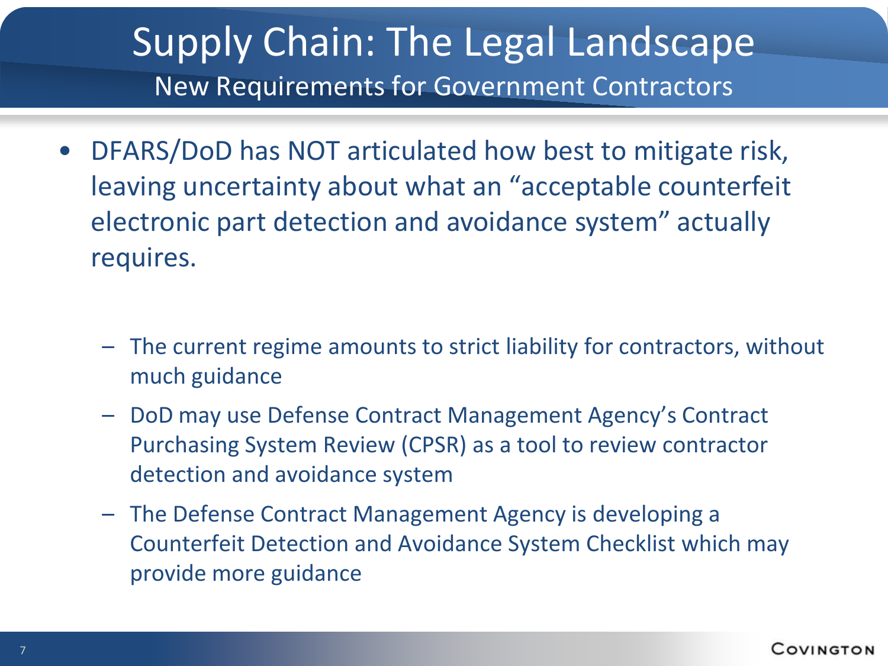# Supply Chain: The Legal Landscape

## New Requirements for Government Contractors

- DFARS/DoD has NOT articulated how best to mitigate risk, leaving uncertainty about what an "acceptable counterfeit electronic part detection and avoidance system" actually requires.
  - The current regime amounts to strict liability for contractors, without much guidance
  - DoD may use Defense Contract Management Agency's Contract Purchasing System Review (CPSR) as a tool to review contractor detection and avoidance system
  - The Defense Contract Management Agency is developing a Counterfeit Detection and Avoidance System Checklist which may provide more guidance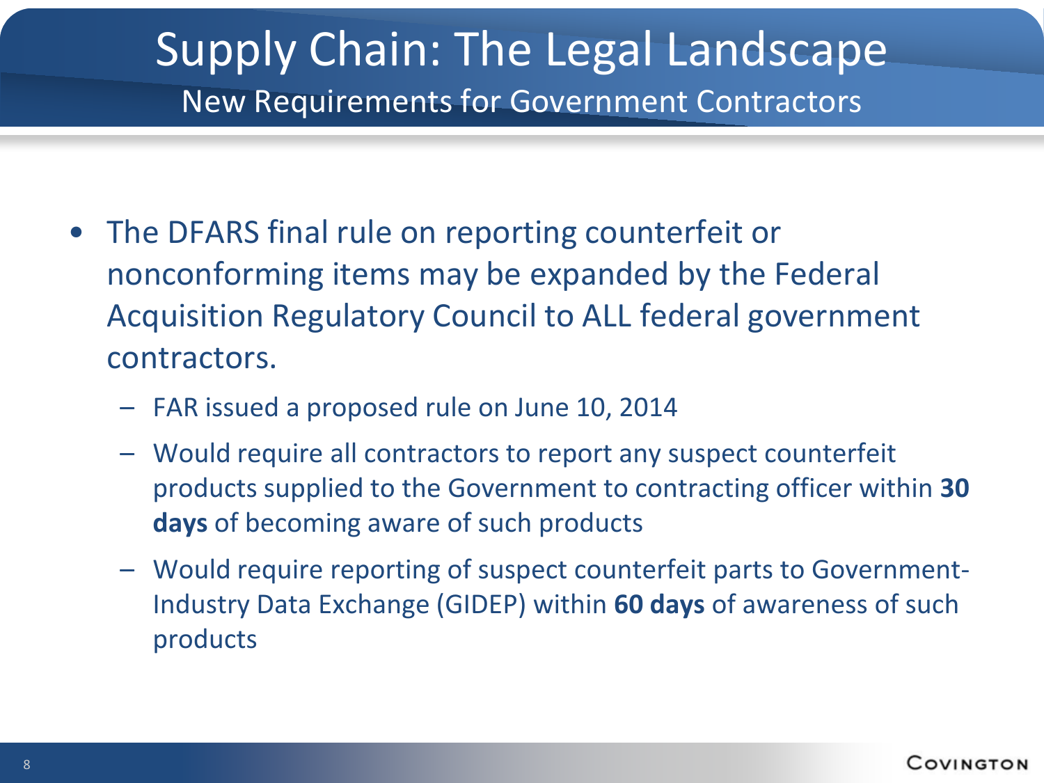# Supply Chain: The Legal Landscape

## New Requirements for Government Contractors

- The DFARS final rule on reporting counterfeit or nonconforming items may be expanded by the Federal Acquisition Regulatory Council to ALL federal government contractors.
  - FAR issued a proposed rule on June 10, 2014
  - Would require all contractors to report any suspect counterfeit products supplied to the Government to contracting officer within **30 days** of becoming aware of such products
  - Would require reporting of suspect counterfeit parts to Government-Industry Data Exchange (GIDEP) within **60 days** of awareness of such products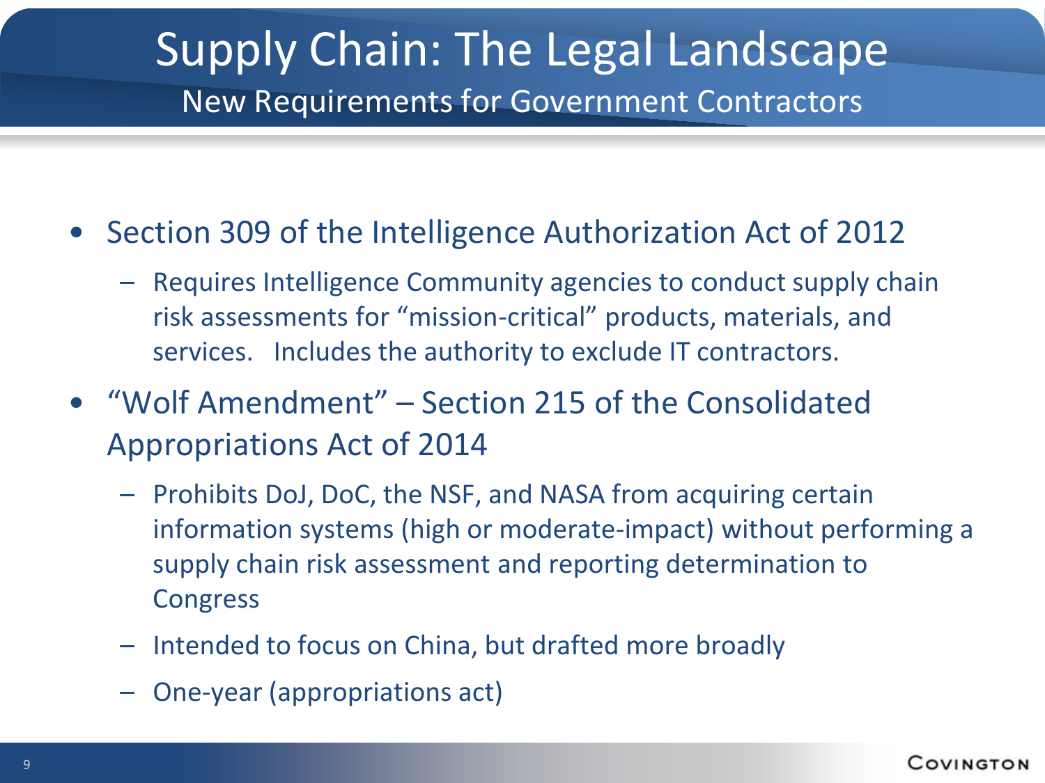# Supply Chain: The Legal Landscape

## New Requirements for Government Contractors

- Section 309 of the Intelligence Authorization Act of 2012
  - Requires Intelligence Community agencies to conduct supply chain risk assessments for "mission-critical" products, materials, and services. Includes the authority to exclude IT contractors.
- "Wolf Amendment" – Section 215 of the Consolidated Appropriations Act of 2014
  - Prohibits DoJ, DoC, the NSF, and NASA from acquiring certain information systems (high or moderate-impact) without performing a supply chain risk assessment and reporting determination to Congress
  - Intended to focus on China, but drafted more broadly
  - One-year (appropriations act)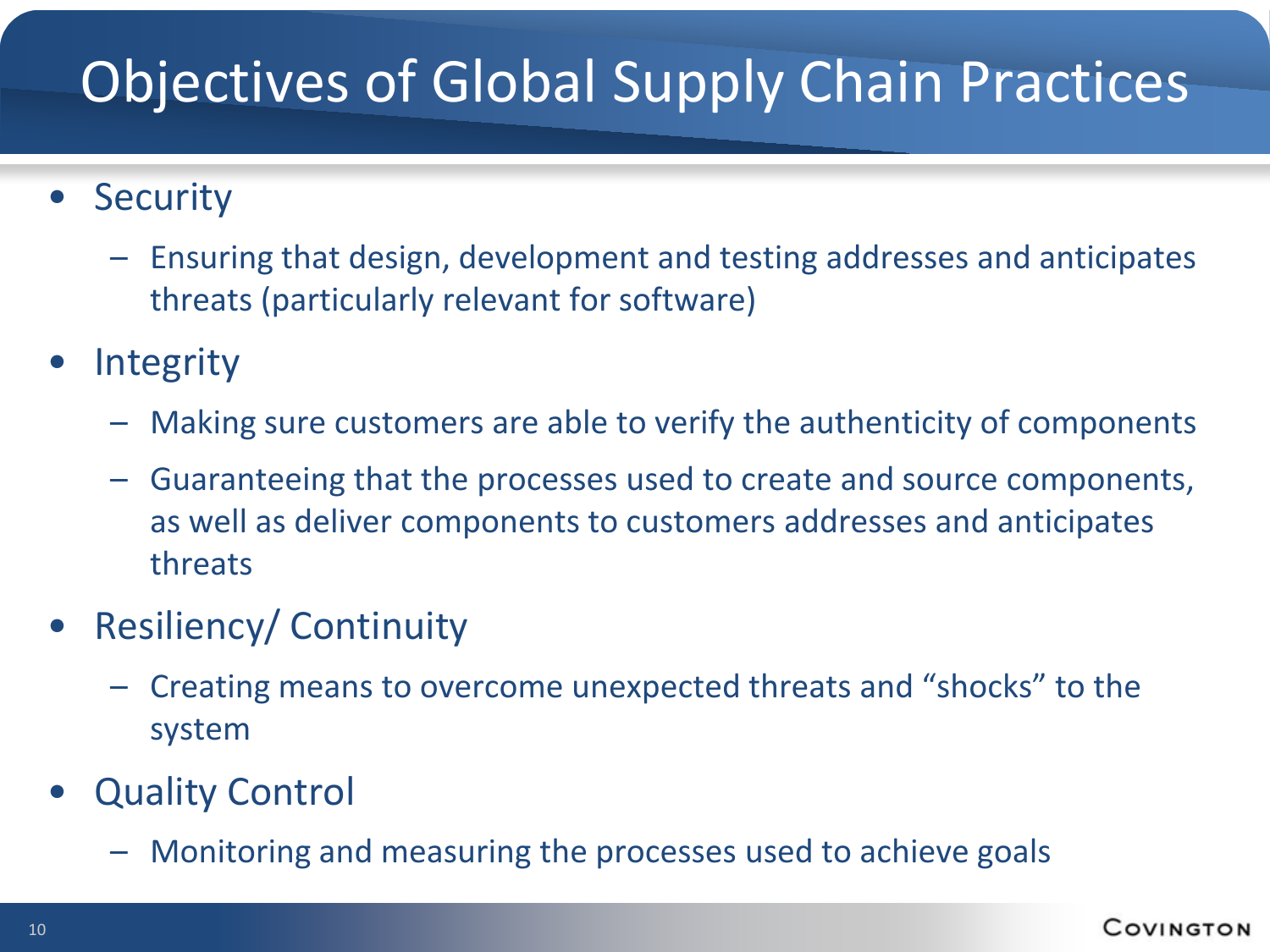# Objectives of Global Supply Chain Practices

- Security
  - Ensuring that design, development and testing addresses and anticipates threats (particularly relevant for software)
- Integrity
  - Making sure customers are able to verify the authenticity of components
  - Guaranteeing that the processes used to create and source components, as well as deliver components to customers addresses and anticipates threats
- Resiliency/ Continuity
  - Creating means to overcome unexpected threats and "shocks" to the system
- Quality Control
  - Monitoring and measuring the processes used to achieve goals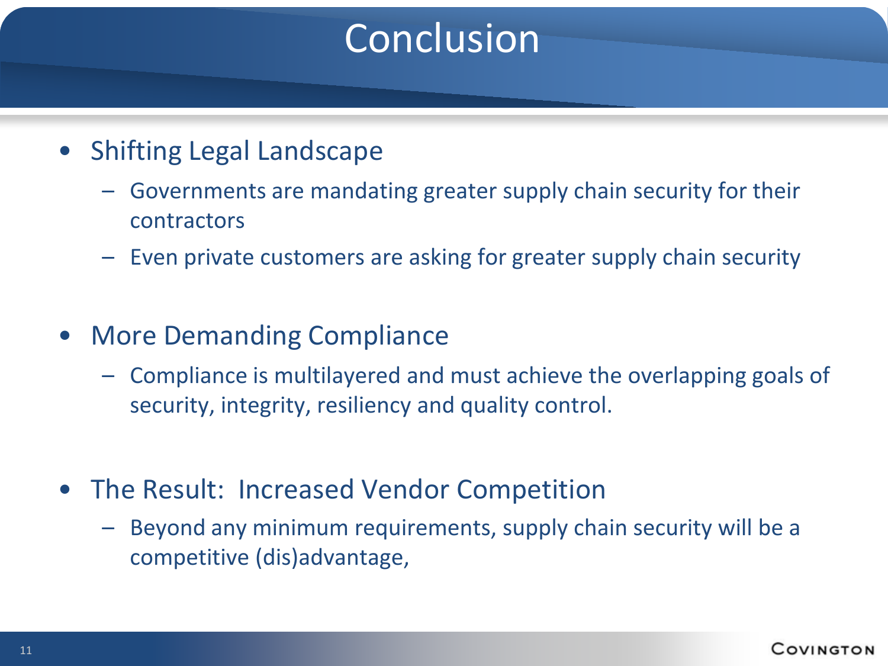# Conclusion

- Shifting Legal Landscape
  - Governments are mandating greater supply chain security for their contractors
  - Even private customers are asking for greater supply chain security
- More Demanding Compliance
  - Compliance is multilayered and must achieve the overlapping goals of security, integrity, resiliency and quality control.
- The Result: Increased Vendor Competition
  - Beyond any minimum requirements, supply chain security will be a competitive (dis)advantage,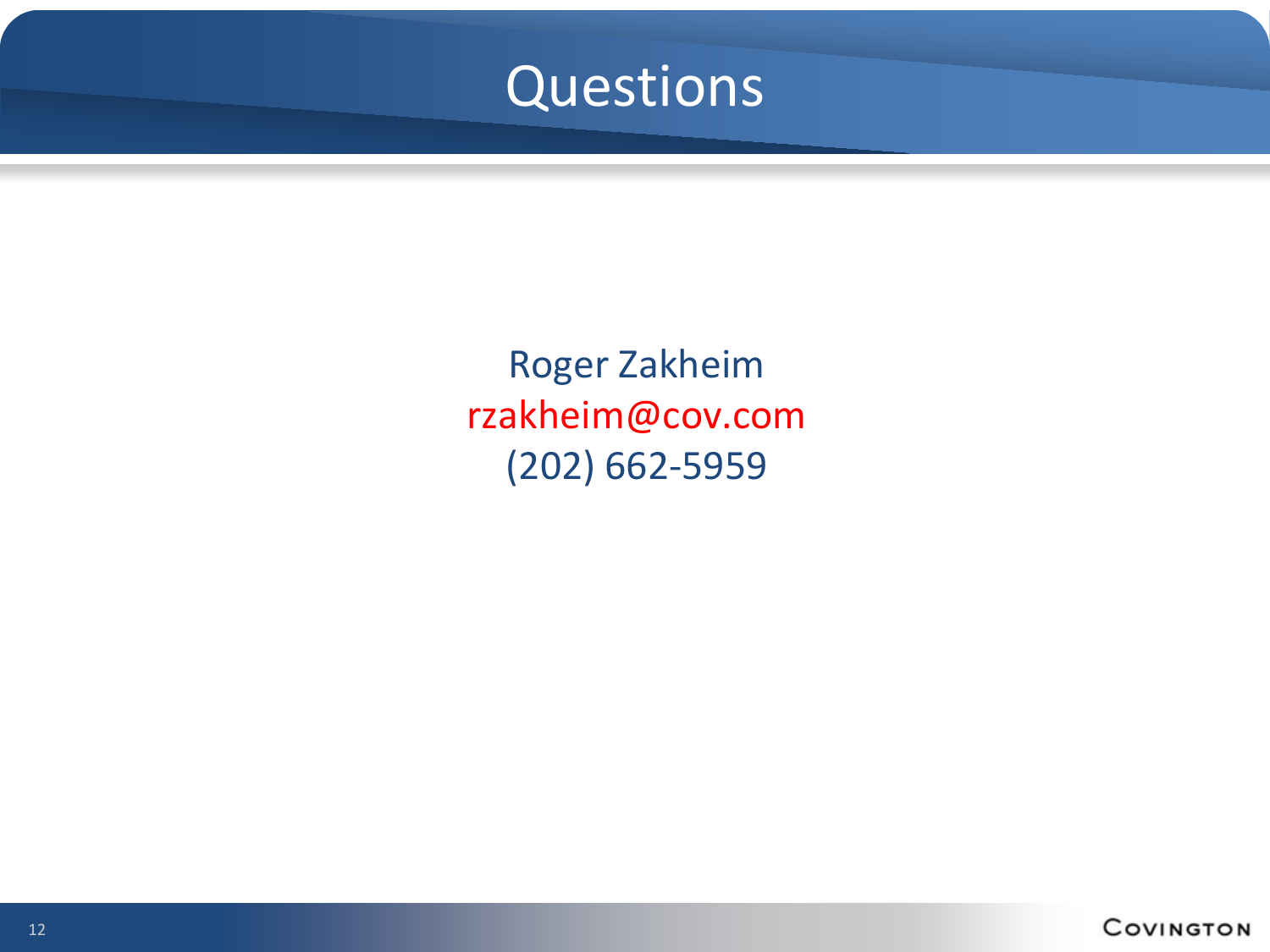# Questions

Roger Zakheim

rzakheim@cov.com

(202) 662-5959